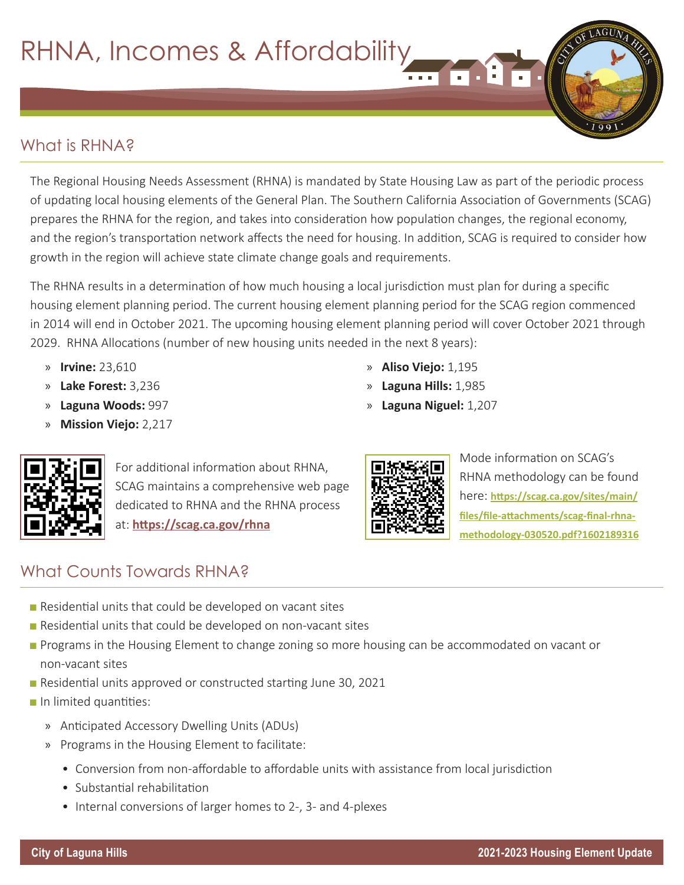# RHNA, Incomes & Affordability

## What is RHNA?

The Regional Housing Needs Assessment (RHNA) is mandated by State Housing Law as part of the periodic process of updating local housing elements of the General Plan. The Southern California Association of Governments (SCAG) prepares the RHNA for the region, and takes into consideration how population changes, the regional economy, and the region's transportation network affects the need for housing. In addition, SCAG is required to consider how growth in the region will achieve state climate change goals and requirements.

The RHNA results in a determination of how much housing a local jurisdiction must plan for during a specific housing element planning period. The current housing element planning period for the SCAG region commenced in 2014 will end in October 2021. The upcoming housing element planning period will cover October 2021 through 2029. RHNA Allocations (number of new housing units needed in the next 8 years):

- **Irvine:** 23,610
- **Lake Forest:** 3,236
- **Laguna Woods:** 997
- **Mission Viejo:** 2,217
- **Aliso Viejo:** 1,195
- **Laguna Hills:** 1,985
- **Laguna Niguel:** 1,207

For additional information about RHNA, SCAG maintains a comprehensive web page dedicated to RHNA and the RHNA process at: **https://scag.ca.gov/rhna**

Mode information on SCAG's RHNA methodology can be found here: **https://scag.ca.gov/sites/main/files/file-attachments/scag-final-rhna-methodology-030520.pdf?1602189316**

## What Counts Towards RHNA?

- Residential units that could be developed on vacant sites
- Residential units that could be developed on non-vacant sites
- Programs in the Housing Element to change zoning so more housing can be accommodated on vacant or non-vacant sites
- Residential units approved or constructed starting June 30, 2021
- In limited quantities:
  - Anticipated Accessory Dwelling Units (ADUs)
  - Programs in the Housing Element to facilitate:
    - Conversion from non-affordable to affordable units with assistance from local jurisdiction
    - Substantial rehabilitation
    - Internal conversions of larger homes to 2-, 3- and 4-plexes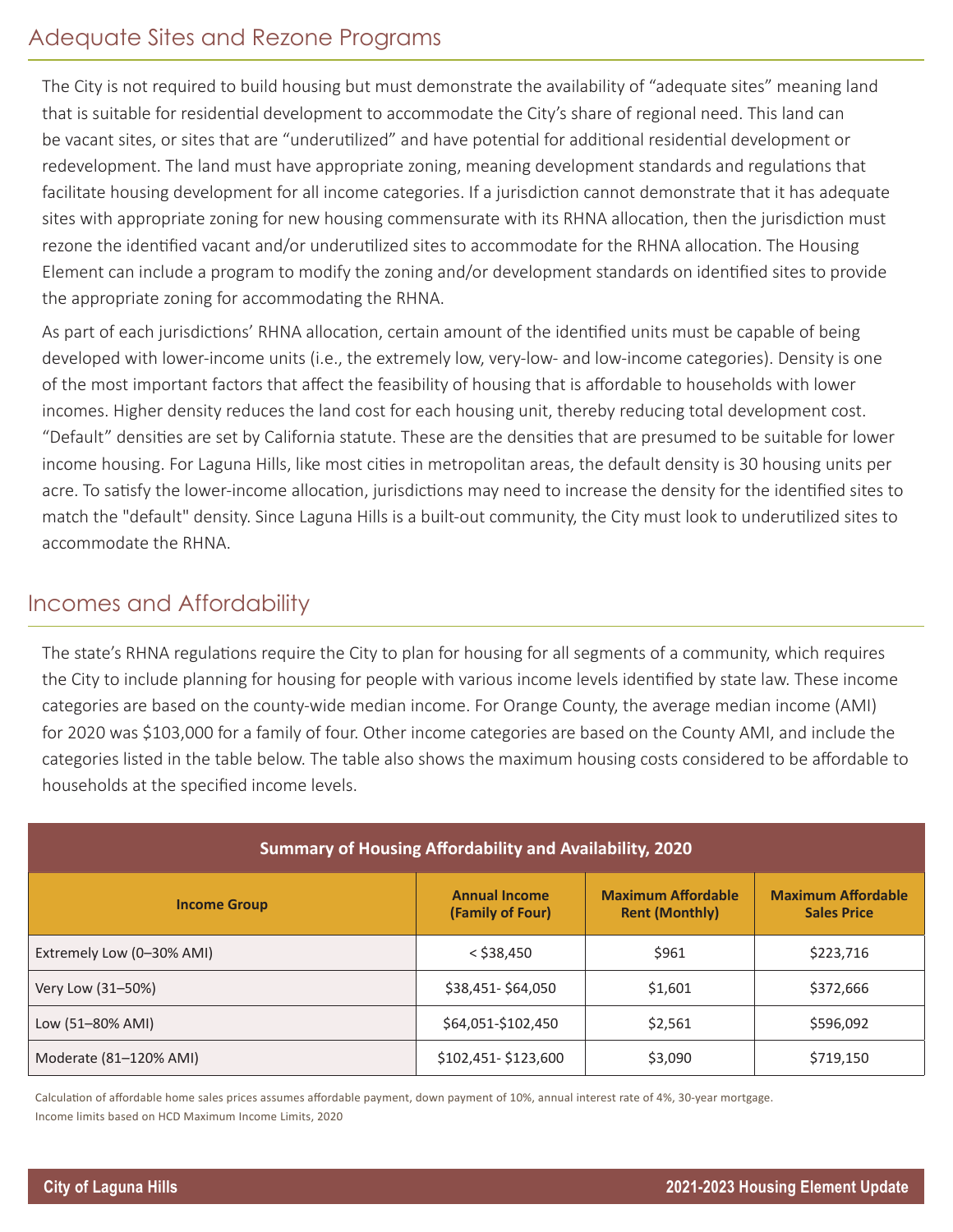## Adequate Sites and Rezone Programs

The City is not required to build housing but must demonstrate the availability of "adequate sites" meaning land that is suitable for residential development to accommodate the City's share of regional need. This land can be vacant sites, or sites that are "underutilized" and have potential for additional residential development or redevelopment. The land must have appropriate zoning, meaning development standards and regulations that facilitate housing development for all income categories. If a jurisdiction cannot demonstrate that it has adequate sites with appropriate zoning for new housing commensurate with its RHNA allocation, then the jurisdiction must rezone the identified vacant and/or underutilized sites to accommodate for the RHNA allocation. The Housing Element can include a program to modify the zoning and/or development standards on identified sites to provide the appropriate zoning for accommodating the RHNA.

As part of each jurisdictions' RHNA allocation, certain amount of the identified units must be capable of being developed with lower-income units (i.e., the extremely low, very-low- and low-income categories). Density is one of the most important factors that affect the feasibility of housing that is affordable to households with lower incomes. Higher density reduces the land cost for each housing unit, thereby reducing total development cost. "Default" densities are set by California statute. These are the densities that are presumed to be suitable for lower income housing. For Laguna Hills, like most cities in metropolitan areas, the default density is 30 housing units per acre. To satisfy the lower-income allocation, jurisdictions may need to increase the density for the identified sites to match the "default" density. Since Laguna Hills is a built-out community, the City must look to underutilized sites to accommodate the RHNA.

## Incomes and Affordability

The state's RHNA regulations require the City to plan for housing for all segments of a community, which requires the City to include planning for housing for people with various income levels identified by state law. These income categories are based on the county-wide median income. For Orange County, the average median income (AMI) for 2020 was $103,000 for a family of four. Other income categories are based on the County AMI, and include the categories listed in the table below. The table also shows the maximum housing costs considered to be affordable to households at the specified income levels.

**Summary of Housing Affordability and Availability, 2020**

| Income Group | Annual Income (Family of Four) | Maximum Affordable Rent (Monthly) | Maximum Affordable Sales Price |
|---|---|---|---|
| Extremely Low (0–30% AMI) | < $38,450 | $961 | $223,716 |
| Very Low (31–50%) | $38,451- $64,050 | $1,601 | $372,666 |
| Low (51–80% AMI) | $64,051-$102,450 | $2,561 | $596,092 |
| Moderate (81–120% AMI) | $102,451- $123,600 | $3,090 | $719,150 |

Calculation of affordable home sales prices assumes affordable payment, down payment of 10%, annual interest rate of 4%, 30-year mortgage.
Income limits based on HCD Maximum Income Limits, 2020